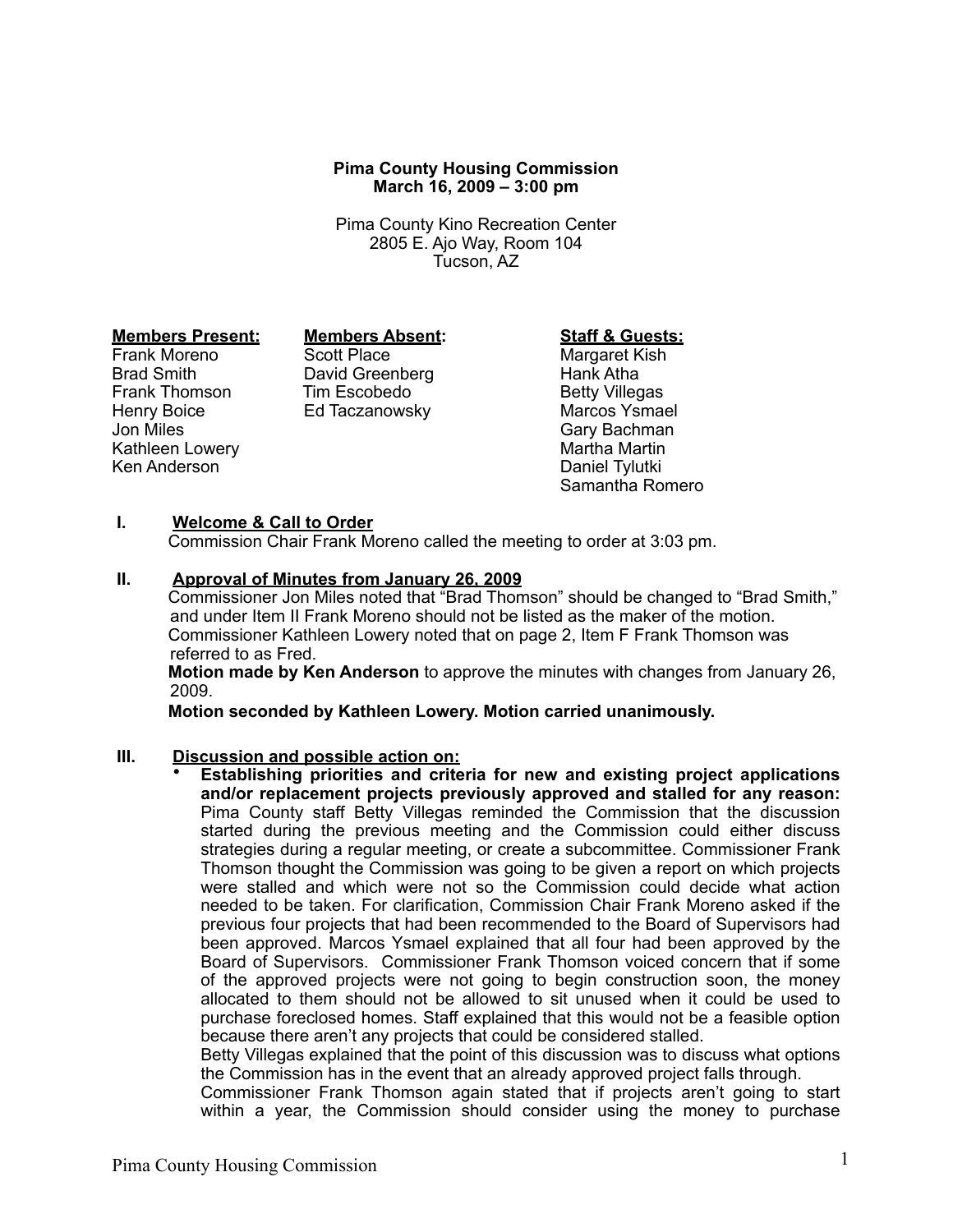**Pima County Housing Commission**
**March 16, 2009 – 3:00 pm**

Pima County Kino Recreation Center
2805 E. Ajo Way, Room 104
Tucson, AZ

| **Members Present:** | **Members Absent:** | **Staff & Guests:** |
|---|---|---|
| Frank Moreno | Scott Place | Margaret Kish |
| Brad Smith | David Greenberg | Hank Atha |
| Frank Thomson | Tim Escobedo | Betty Villegas |
| Henry Boice | Ed Taczanowsky | Marcos Ysmael |
| Jon Miles | | Gary Bachman |
| Kathleen Lowery | | Martha Martin |
| Ken Anderson | | Daniel Tylutki |
| | | Samantha Romero |

**I. Welcome & Call to Order**

Commission Chair Frank Moreno called the meeting to order at 3:03 pm.

**II. Approval of Minutes from January 26, 2009**

Commissioner Jon Miles noted that "Brad Thomson" should be changed to "Brad Smith," and under Item II Frank Moreno should not be listed as the maker of the motion. Commissioner Kathleen Lowery noted that on page 2, Item F Frank Thomson was referred to as Fred.

**Motion made by Ken Anderson** to approve the minutes with changes from January 26, 2009.

**Motion seconded by Kathleen Lowery. Motion carried unanimously.**

**III. Discussion and possible action on:**

- **Establishing priorities and criteria for new and existing project applications and/or replacement projects previously approved and stalled for any reason:** Pima County staff Betty Villegas reminded the Commission that the discussion started during the previous meeting and the Commission could either discuss strategies during a regular meeting, or create a subcommittee. Commissioner Frank Thomson thought the Commission was going to be given a report on which projects were stalled and which were not so the Commission could decide what action needed to be taken. For clarification, Commission Chair Frank Moreno asked if the previous four projects that had been recommended to the Board of Supervisors had been approved. Marcos Ysmael explained that all four had been approved by the Board of Supervisors. Commissioner Frank Thomson voiced concern that if some of the approved projects were not going to begin construction soon, the money allocated to them should not be allowed to sit unused when it could be used to purchase foreclosed homes. Staff explained that this would not be a feasible option because there aren't any projects that could be considered stalled.

  Betty Villegas explained that the point of this discussion was to discuss what options the Commission has in the event that an already approved project falls through.

  Commissioner Frank Thomson again stated that if projects aren't going to start within a year, the Commission should consider using the money to purchase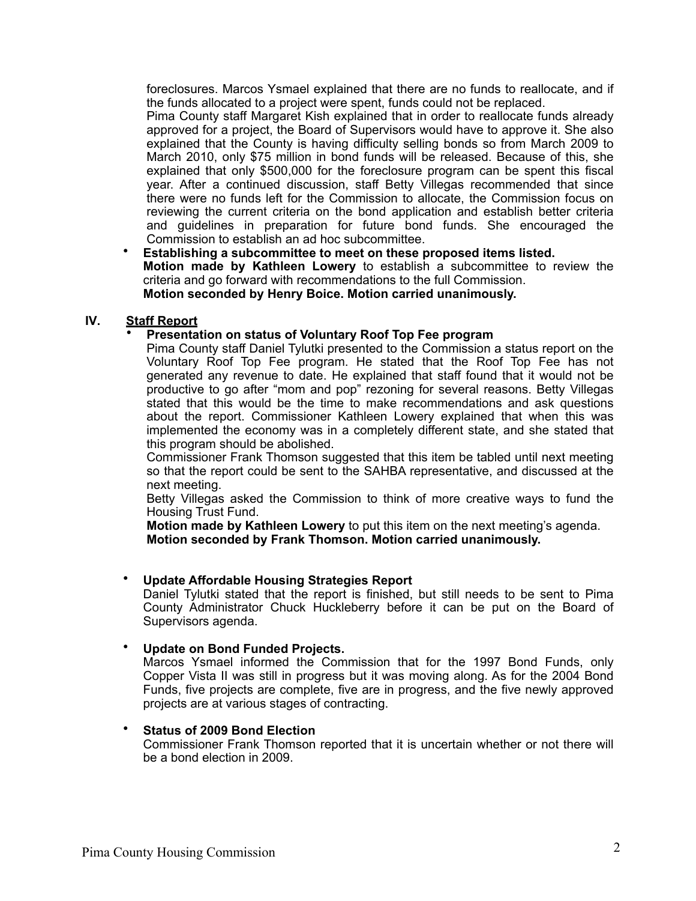foreclosures. Marcos Ysmael explained that there are no funds to reallocate, and if the funds allocated to a project were spent, funds could not be replaced.

Pima County staff Margaret Kish explained that in order to reallocate funds already approved for a project, the Board of Supervisors would have to approve it. She also explained that the County is having difficulty selling bonds so from March 2009 to March 2010, only $75 million in bond funds will be released. Because of this, she explained that only $500,000 for the foreclosure program can be spent this fiscal year. After a continued discussion, staff Betty Villegas recommended that since there were no funds left for the Commission to allocate, the Commission focus on reviewing the current criteria on the bond application and establish better criteria and guidelines in preparation for future bond funds. She encouraged the Commission to establish an ad hoc subcommittee.

- **Establishing a subcommittee to meet on these proposed items listed.**
  **Motion made by Kathleen Lowery** to establish a subcommittee to review the criteria and go forward with recommendations to the full Commission.
  **Motion seconded by Henry Boice. Motion carried unanimously.**

## IV. Staff Report

- **Presentation on status of Voluntary Roof Top Fee program**
  Pima County staff Daniel Tylutki presented to the Commission a status report on the Voluntary Roof Top Fee program. He stated that the Roof Top Fee has not generated any revenue to date. He explained that staff found that it would not be productive to go after "mom and pop" rezoning for several reasons. Betty Villegas stated that this would be the time to make recommendations and ask questions about the report. Commissioner Kathleen Lowery explained that when this was implemented the economy was in a completely different state, and she stated that this program should be abolished.

  Commissioner Frank Thomson suggested that this item be tabled until next meeting so that the report could be sent to the SAHBA representative, and discussed at the next meeting.

  Betty Villegas asked the Commission to think of more creative ways to fund the Housing Trust Fund.

  **Motion made by Kathleen Lowery** to put this item on the next meeting's agenda.
  **Motion seconded by Frank Thomson. Motion carried unanimously.**

- **Update Affordable Housing Strategies Report**
  Daniel Tylutki stated that the report is finished, but still needs to be sent to Pima County Administrator Chuck Huckleberry before it can be put on the Board of Supervisors agenda.

- **Update on Bond Funded Projects.**
  Marcos Ysmael informed the Commission that for the 1997 Bond Funds, only Copper Vista II was still in progress but it was moving along. As for the 2004 Bond Funds, five projects are complete, five are in progress, and the five newly approved projects are at various stages of contracting.

- **Status of 2009 Bond Election**
  Commissioner Frank Thomson reported that it is uncertain whether or not there will be a bond election in 2009.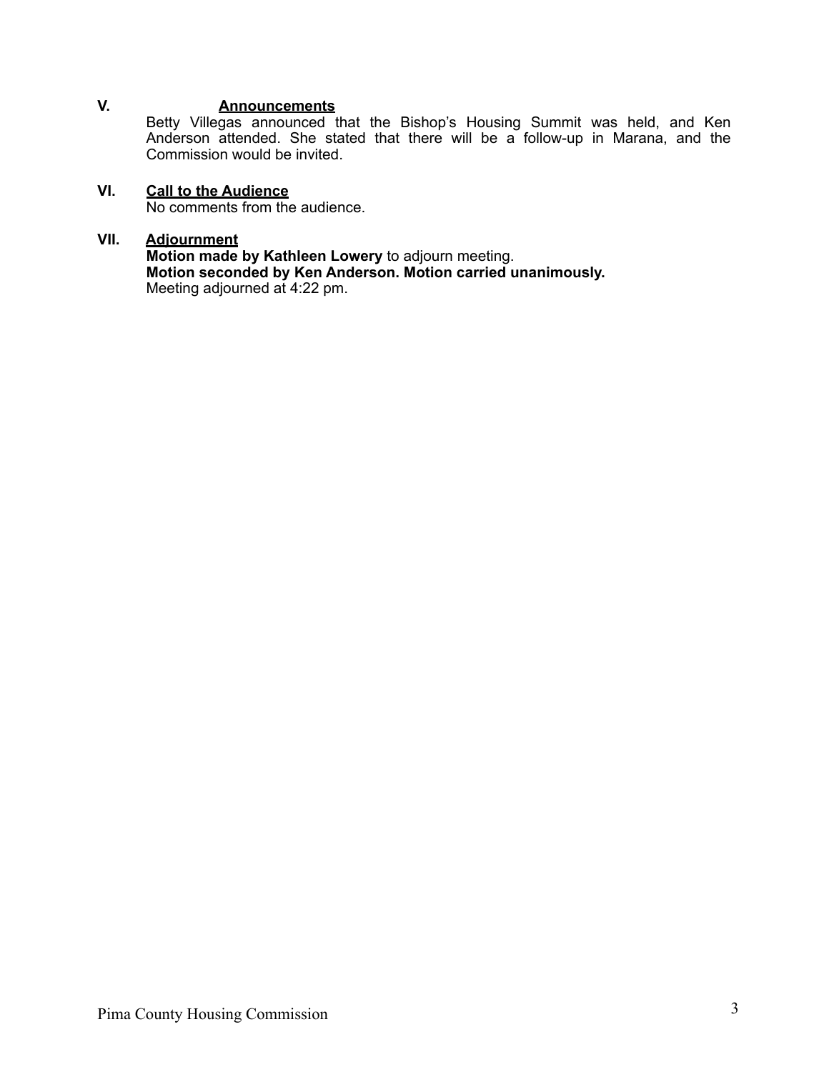## V. Announcements

Betty Villegas announced that the Bishop's Housing Summit was held, and Ken Anderson attended. She stated that there will be a follow-up in Marana, and the Commission would be invited.

## VI. Call to the Audience

No comments from the audience.

## VII. Adjournment

**Motion made by Kathleen Lowery** to adjourn meeting.
**Motion seconded by Ken Anderson. Motion carried unanimously.**
Meeting adjourned at 4:22 pm.